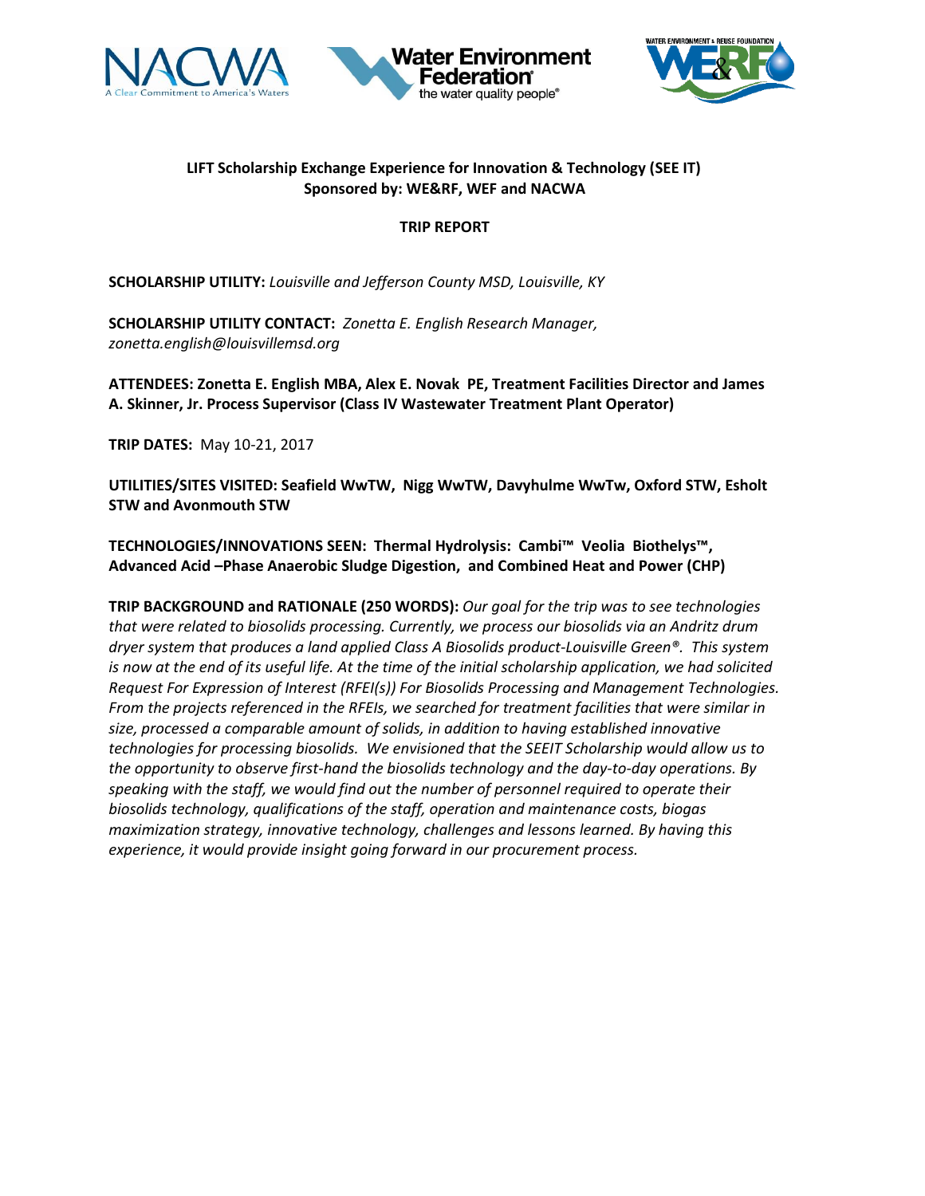**LIFT Scholarship Exchange Experience for Innovation & Technology (SEE IT)**
**Sponsored by: WE&RF, WEF and NACWA**

**TRIP REPORT**

**SCHOLARSHIP UTILITY:** *Louisville and Jefferson County MSD, Louisville, KY*

**SCHOLARSHIP UTILITY CONTACT:** *Zonetta E. English Research Manager, zonetta.english@louisvillemsd.org*

**ATTENDEES: Zonetta E. English MBA, Alex E. Novak PE, Treatment Facilities Director and James A. Skinner, Jr. Process Supervisor (Class IV Wastewater Treatment Plant Operator)**

**TRIP DATES:** May 10-21, 2017

**UTILITIES/SITES VISITED: Seafield WwTW, Nigg WwTW, Davyhulme WwTw, Oxford STW, Esholt STW and Avonmouth STW**

**TECHNOLOGIES/INNOVATIONS SEEN: Thermal Hydrolysis: Cambi™ Veolia Biothelys™, Advanced Acid –Phase Anaerobic Sludge Digestion, and Combined Heat and Power (CHP)**

**TRIP BACKGROUND and RATIONALE (250 WORDS):** *Our goal for the trip was to see technologies that were related to biosolids processing. Currently, we process our biosolids via an Andritz drum dryer system that produces a land applied Class A Biosolids product-Louisville Green®. This system is now at the end of its useful life. At the time of the initial scholarship application, we had solicited Request For Expression of Interest (RFEI(s)) For Biosolids Processing and Management Technologies. From the projects referenced in the RFEIs, we searched for treatment facilities that were similar in size, processed a comparable amount of solids, in addition to having established innovative technologies for processing biosolids. We envisioned that the SEEIT Scholarship would allow us to the opportunity to observe first-hand the biosolids technology and the day-to-day operations. By speaking with the staff, we would find out the number of personnel required to operate their biosolids technology, qualifications of the staff, operation and maintenance costs, biogas maximization strategy, innovative technology, challenges and lessons learned. By having this experience, it would provide insight going forward in our procurement process.*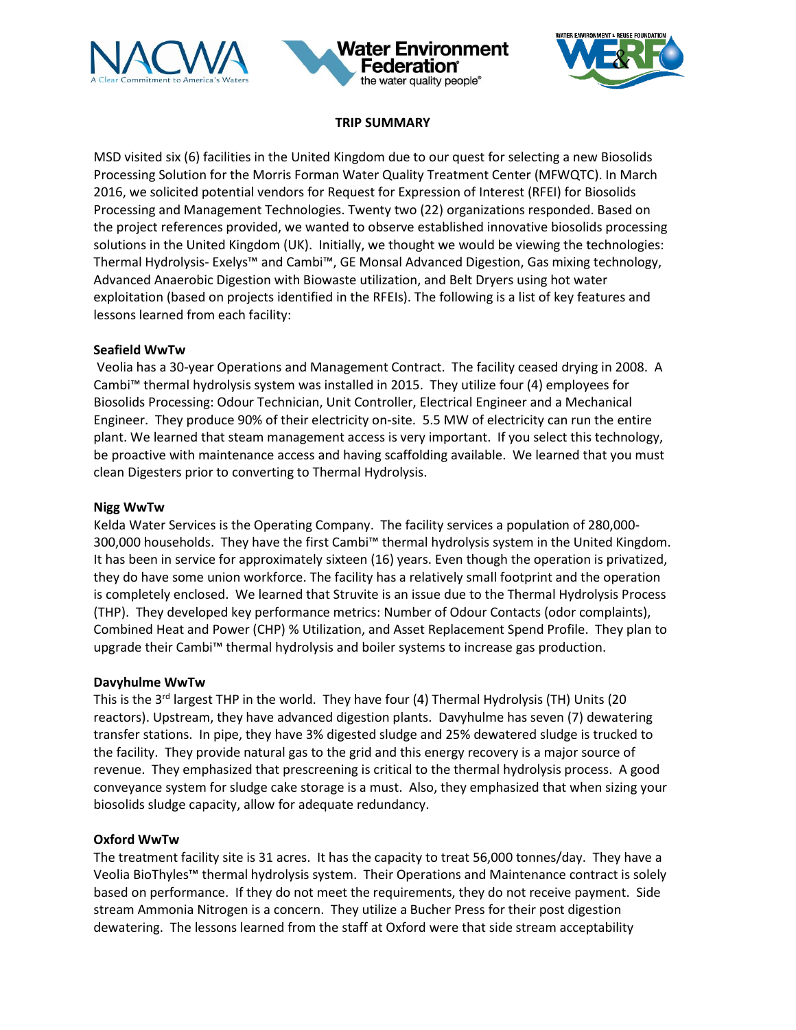**TRIP SUMMARY**

MSD visited six (6) facilities in the United Kingdom due to our quest for selecting a new Biosolids Processing Solution for the Morris Forman Water Quality Treatment Center (MFWQTC). In March 2016, we solicited potential vendors for Request for Expression of Interest (RFEI) for Biosolids Processing and Management Technologies. Twenty two (22) organizations responded. Based on the project references provided, we wanted to observe established innovative biosolids processing solutions in the United Kingdom (UK). Initially, we thought we would be viewing the technologies: Thermal Hydrolysis- Exelys™ and Cambi™, GE Monsal Advanced Digestion, Gas mixing technology, Advanced Anaerobic Digestion with Biowaste utilization, and Belt Dryers using hot water exploitation (based on projects identified in the RFEIs). The following is a list of key features and lessons learned from each facility:

**Seafield WwTw**

Veolia has a 30-year Operations and Management Contract. The facility ceased drying in 2008. A Cambi™ thermal hydrolysis system was installed in 2015. They utilize four (4) employees for Biosolids Processing: Odour Technician, Unit Controller, Electrical Engineer and a Mechanical Engineer. They produce 90% of their electricity on-site. 5.5 MW of electricity can run the entire plant. We learned that steam management access is very important. If you select this technology, be proactive with maintenance access and having scaffolding available. We learned that you must clean Digesters prior to converting to Thermal Hydrolysis.

**Nigg WwTw**

Kelda Water Services is the Operating Company. The facility services a population of 280,000-300,000 households. They have the first Cambi™ thermal hydrolysis system in the United Kingdom. It has been in service for approximately sixteen (16) years. Even though the operation is privatized, they do have some union workforce. The facility has a relatively small footprint and the operation is completely enclosed. We learned that Struvite is an issue due to the Thermal Hydrolysis Process (THP). They developed key performance metrics: Number of Odour Contacts (odor complaints), Combined Heat and Power (CHP) % Utilization, and Asset Replacement Spend Profile. They plan to upgrade their Cambi™ thermal hydrolysis and boiler systems to increase gas production.

**Davyhulme WwTw**

This is the 3rd largest THP in the world. They have four (4) Thermal Hydrolysis (TH) Units (20 reactors). Upstream, they have advanced digestion plants. Davyhulme has seven (7) dewatering transfer stations. In pipe, they have 3% digested sludge and 25% dewatered sludge is trucked to the facility. They provide natural gas to the grid and this energy recovery is a major source of revenue. They emphasized that prescreening is critical to the thermal hydrolysis process. A good conveyance system for sludge cake storage is a must. Also, they emphasized that when sizing your biosolids sludge capacity, allow for adequate redundancy.

**Oxford WwTw**

The treatment facility site is 31 acres. It has the capacity to treat 56,000 tonnes/day. They have a Veolia BioThyles™ thermal hydrolysis system. Their Operations and Maintenance contract is solely based on performance. If they do not meet the requirements, they do not receive payment. Side stream Ammonia Nitrogen is a concern. They utilize a Bucher Press for their post digestion dewatering. The lessons learned from the staff at Oxford were that side stream acceptability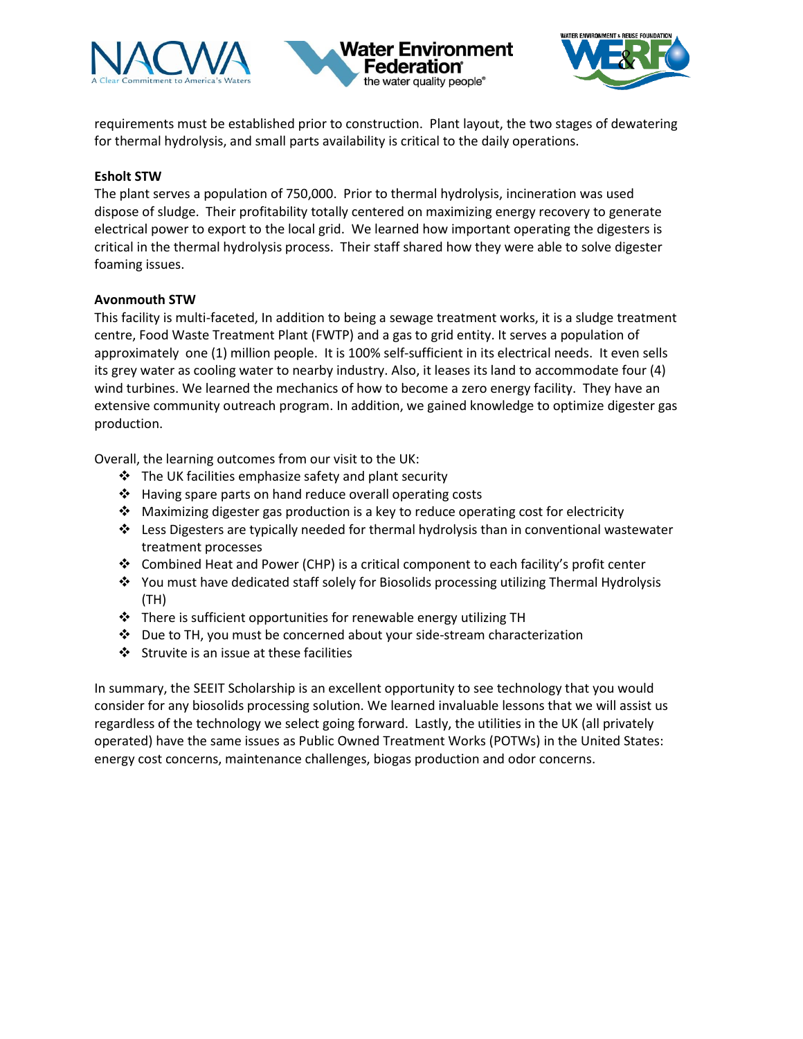requirements must be established prior to construction. Plant layout, the two stages of dewatering for thermal hydrolysis, and small parts availability is critical to the daily operations.

**Esholt STW**

The plant serves a population of 750,000. Prior to thermal hydrolysis, incineration was used dispose of sludge. Their profitability totally centered on maximizing energy recovery to generate electrical power to export to the local grid. We learned how important operating the digesters is critical in the thermal hydrolysis process. Their staff shared how they were able to solve digester foaming issues.

**Avonmouth STW**

This facility is multi-faceted, In addition to being a sewage treatment works, it is a sludge treatment centre, Food Waste Treatment Plant (FWTP) and a gas to grid entity. It serves a population of approximately one (1) million people. It is 100% self-sufficient in its electrical needs. It even sells its grey water as cooling water to nearby industry. Also, it leases its land to accommodate four (4) wind turbines. We learned the mechanics of how to become a zero energy facility. They have an extensive community outreach program. In addition, we gained knowledge to optimize digester gas production.

Overall, the learning outcomes from our visit to the UK:

- The UK facilities emphasize safety and plant security
- Having spare parts on hand reduce overall operating costs
- Maximizing digester gas production is a key to reduce operating cost for electricity
- Less Digesters are typically needed for thermal hydrolysis than in conventional wastewater treatment processes
- Combined Heat and Power (CHP) is a critical component to each facility's profit center
- You must have dedicated staff solely for Biosolids processing utilizing Thermal Hydrolysis (TH)
- There is sufficient opportunities for renewable energy utilizing TH
- Due to TH, you must be concerned about your side-stream characterization
- Struvite is an issue at these facilities

In summary, the SEEIT Scholarship is an excellent opportunity to see technology that you would consider for any biosolids processing solution. We learned invaluable lessons that we will assist us regardless of the technology we select going forward. Lastly, the utilities in the UK (all privately operated) have the same issues as Public Owned Treatment Works (POTWs) in the United States: energy cost concerns, maintenance challenges, biogas production and odor concerns.